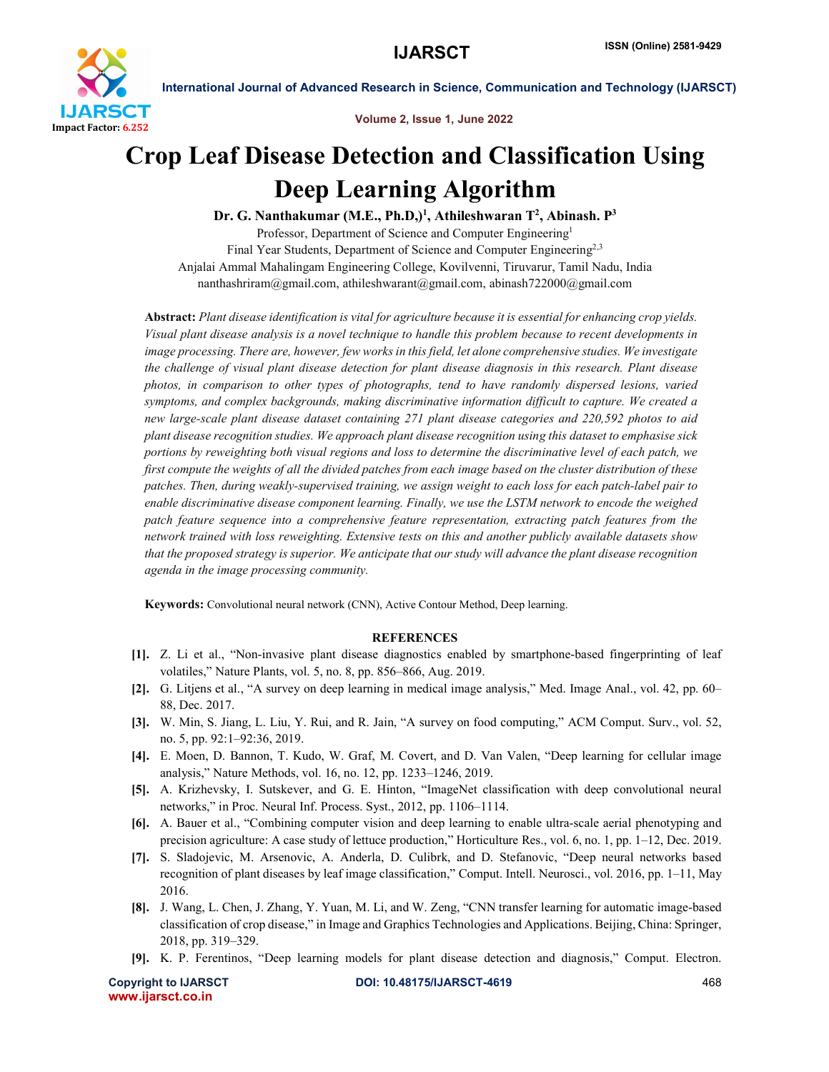# Crop Leaf Disease Detection and Classification Using Deep Learning Algorithm

**Dr. G. Nanthakumar (M.E., Ph.D,)[1], Athileshwaran T[2], Abinash. P[3]**

Professor, Department of Science and Computer Engineering[1]

Final Year Students, Department of Science and Computer Engineering[2,3]

Anjalai Ammal Mahalingam Engineering College, Kovilvenni, Tiruvarur, Tamil Nadu, India

nanthashriram@gmail.com, athileshwarant@gmail.com, abinash722000@gmail.com

**Abstract:** *Plant disease identification is vital for agriculture because it is essential for enhancing crop yields. Visual plant disease analysis is a novel technique to handle this problem because to recent developments in image processing. There are, however, few works in this field, let alone comprehensive studies. We investigate the challenge of visual plant disease detection for plant disease diagnosis in this research. Plant disease photos, in comparison to other types of photographs, tend to have randomly dispersed lesions, varied symptoms, and complex backgrounds, making discriminative information difficult to capture. We created a new large-scale plant disease dataset containing 271 plant disease categories and 220,592 photos to aid plant disease recognition studies. We approach plant disease recognition using this dataset to emphasise sick portions by reweighting both visual regions and loss to determine the discriminative level of each patch, we first compute the weights of all the divided patches from each image based on the cluster distribution of these patches. Then, during weakly-supervised training, we assign weight to each loss for each patch-label pair to enable discriminative disease component learning. Finally, we use the LSTM network to encode the weighed patch feature sequence into a comprehensive feature representation, extracting patch features from the network trained with loss reweighting. Extensive tests on this and another publicly available datasets show that the proposed strategy is superior. We anticipate that our study will advance the plant disease recognition agenda in the image processing community.*

**Keywords:** Convolutional neural network (CNN), Active Contour Method, Deep learning.

## REFERENCES

[1]. Z. Li et al., "Non-invasive plant disease diagnostics enabled by smartphone-based fingerprinting of leaf volatiles," Nature Plants, vol. 5, no. 8, pp. 856–866, Aug. 2019.

[2]. G. Litjens et al., "A survey on deep learning in medical image analysis," Med. Image Anal., vol. 42, pp. 60–88, Dec. 2017.

[3]. W. Min, S. Jiang, L. Liu, Y. Rui, and R. Jain, "A survey on food computing," ACM Comput. Surv., vol. 52, no. 5, pp. 92:1–92:36, 2019.

[4]. E. Moen, D. Bannon, T. Kudo, W. Graf, M. Covert, and D. Van Valen, "Deep learning for cellular image analysis," Nature Methods, vol. 16, no. 12, pp. 1233–1246, 2019.

[5]. A. Krizhevsky, I. Sutskever, and G. E. Hinton, "ImageNet classification with deep convolutional neural networks," in Proc. Neural Inf. Process. Syst., 2012, pp. 1106–1114.

[6]. A. Bauer et al., "Combining computer vision and deep learning to enable ultra-scale aerial phenotyping and precision agriculture: A case study of lettuce production," Horticulture Res., vol. 6, no. 1, pp. 1–12, Dec. 2019.

[7]. S. Sladojevic, M. Arsenovic, A. Anderla, D. Culibrk, and D. Stefanovic, "Deep neural networks based recognition of plant diseases by leaf image classification," Comput. Intell. Neurosci., vol. 2016, pp. 1–11, May 2016.

[8]. J. Wang, L. Chen, J. Zhang, Y. Yuan, M. Li, and W. Zeng, "CNN transfer learning for automatic image-based classification of crop disease," in Image and Graphics Technologies and Applications. Beijing, China: Springer, 2018, pp. 319–329.

[9]. K. P. Ferentinos, "Deep learning models for plant disease detection and diagnosis," Comput. Electron.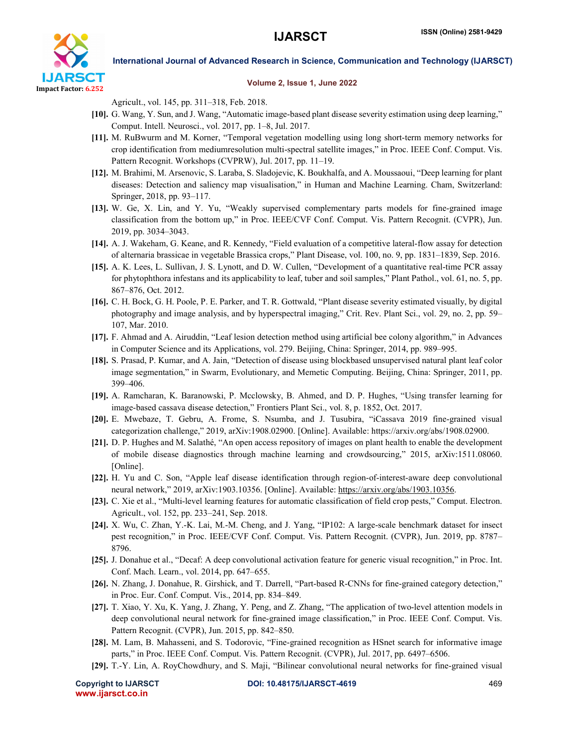Agricult., vol. 145, pp. 311–318, Feb. 2018.

[10]. G. Wang, Y. Sun, and J. Wang, "Automatic image-based plant disease severity estimation using deep learning," Comput. Intell. Neurosci., vol. 2017, pp. 1–8, Jul. 2017.

[11]. M. RuBwurm and M. Korner, "Temporal vegetation modelling using long short-term memory networks for crop identification from mediumresolution multi-spectral satellite images," in Proc. IEEE Conf. Comput. Vis. Pattern Recognit. Workshops (CVPRW), Jul. 2017, pp. 11–19.

[12]. M. Brahimi, M. Arsenovic, S. Laraba, S. Sladojevic, K. Boukhalfa, and A. Moussaoui, "Deep learning for plant diseases: Detection and saliency map visualisation," in Human and Machine Learning. Cham, Switzerland: Springer, 2018, pp. 93–117.

[13]. W. Ge, X. Lin, and Y. Yu, "Weakly supervised complementary parts models for fine-grained image classification from the bottom up," in Proc. IEEE/CVF Conf. Comput. Vis. Pattern Recognit. (CVPR), Jun. 2019, pp. 3034–3043.

[14]. A. J. Wakeham, G. Keane, and R. Kennedy, "Field evaluation of a competitive lateral-flow assay for detection of alternaria brassicae in vegetable Brassica crops," Plant Disease, vol. 100, no. 9, pp. 1831–1839, Sep. 2016.

[15]. A. K. Lees, L. Sullivan, J. S. Lynott, and D. W. Cullen, "Development of a quantitative real-time PCR assay for phytophthora infestans and its applicability to leaf, tuber and soil samples," Plant Pathol., vol. 61, no. 5, pp. 867–876, Oct. 2012.

[16]. C. H. Bock, G. H. Poole, P. E. Parker, and T. R. Gottwald, "Plant disease severity estimated visually, by digital photography and image analysis, and by hyperspectral imaging," Crit. Rev. Plant Sci., vol. 29, no. 2, pp. 59–107, Mar. 2010.

[17]. F. Ahmad and A. Airuddin, "Leaf lesion detection method using artificial bee colony algorithm," in Advances in Computer Science and its Applications, vol. 279. Beijing, China: Springer, 2014, pp. 989–995.

[18]. S. Prasad, P. Kumar, and A. Jain, "Detection of disease using blockbased unsupervised natural plant leaf color image segmentation," in Swarm, Evolutionary, and Memetic Computing. Beijing, China: Springer, 2011, pp. 399–406.

[19]. A. Ramcharan, K. Baranowski, P. Mcclowsky, B. Ahmed, and D. P. Hughes, "Using transfer learning for image-based cassava disease detection," Frontiers Plant Sci., vol. 8, p. 1852, Oct. 2017.

[20]. E. Mwebaze, T. Gebru, A. Frome, S. Nsumba, and J. Tusubira, "iCassava 2019 fine-grained visual categorization challenge," 2019, arXiv:1908.02900. [Online]. Available: https://arxiv.org/abs/1908.02900.

[21]. D. P. Hughes and M. Salathé, "An open access repository of images on plant health to enable the development of mobile disease diagnostics through machine learning and crowdsourcing," 2015, arXiv:1511.08060. [Online].

[22]. H. Yu and C. Son, "Apple leaf disease identification through region-of-interest-aware deep convolutional neural network," 2019, arXiv:1903.10356. [Online]. Available: https://arxiv.org/abs/1903.10356.

[23]. C. Xie et al., "Multi-level learning features for automatic classification of field crop pests," Comput. Electron. Agricult., vol. 152, pp. 233–241, Sep. 2018.

[24]. X. Wu, C. Zhan, Y.-K. Lai, M.-M. Cheng, and J. Yang, "IP102: A large-scale benchmark dataset for insect pest recognition," in Proc. IEEE/CVF Conf. Comput. Vis. Pattern Recognit. (CVPR), Jun. 2019, pp. 8787–8796.

[25]. J. Donahue et al., "Decaf: A deep convolutional activation feature for generic visual recognition," in Proc. Int. Conf. Mach. Learn., vol. 2014, pp. 647–655.

[26]. N. Zhang, J. Donahue, R. Girshick, and T. Darrell, "Part-based R-CNNs for fine-grained category detection," in Proc. Eur. Conf. Comput. Vis., 2014, pp. 834–849.

[27]. T. Xiao, Y. Xu, K. Yang, J. Zhang, Y. Peng, and Z. Zhang, "The application of two-level attention models in deep convolutional neural network for fine-grained image classification," in Proc. IEEE Conf. Comput. Vis. Pattern Recognit. (CVPR), Jun. 2015, pp. 842–850.

[28]. M. Lam, B. Mahasseni, and S. Todorovic, "Fine-grained recognition as HSnet search for informative image parts," in Proc. IEEE Conf. Comput. Vis. Pattern Recognit. (CVPR), Jul. 2017, pp. 6497–6506.

[29]. T.-Y. Lin, A. RoyChowdhury, and S. Maji, "Bilinear convolutional neural networks for fine-grained visual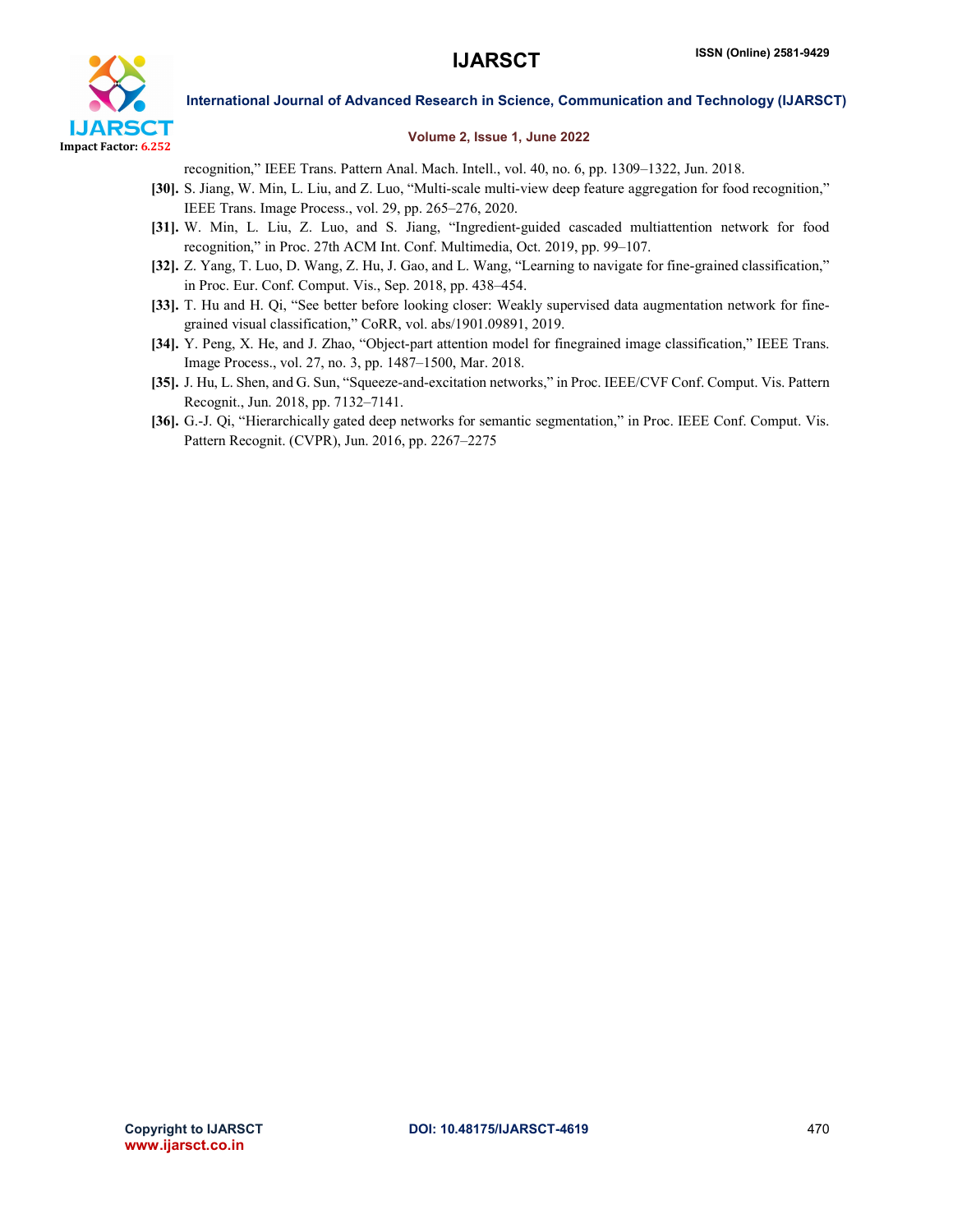recognition," IEEE Trans. Pattern Anal. Mach. Intell., vol. 40, no. 6, pp. 1309–1322, Jun. 2018.

**[30].** S. Jiang, W. Min, L. Liu, and Z. Luo, "Multi-scale multi-view deep feature aggregation for food recognition," IEEE Trans. Image Process., vol. 29, pp. 265–276, 2020.

**[31].** W. Min, L. Liu, Z. Luo, and S. Jiang, "Ingredient-guided cascaded multiattention network for food recognition," in Proc. 27th ACM Int. Conf. Multimedia, Oct. 2019, pp. 99–107.

**[32].** Z. Yang, T. Luo, D. Wang, Z. Hu, J. Gao, and L. Wang, "Learning to navigate for fine-grained classification," in Proc. Eur. Conf. Comput. Vis., Sep. 2018, pp. 438–454.

**[33].** T. Hu and H. Qi, "See better before looking closer: Weakly supervised data augmentation network for fine-grained visual classification," CoRR, vol. abs/1901.09891, 2019.

**[34].** Y. Peng, X. He, and J. Zhao, "Object-part attention model for finegrained image classification," IEEE Trans. Image Process., vol. 27, no. 3, pp. 1487–1500, Mar. 2018.

**[35].** J. Hu, L. Shen, and G. Sun, "Squeeze-and-excitation networks," in Proc. IEEE/CVF Conf. Comput. Vis. Pattern Recognit., Jun. 2018, pp. 7132–7141.

**[36].** G.-J. Qi, "Hierarchically gated deep networks for semantic segmentation," in Proc. IEEE Conf. Comput. Vis. Pattern Recognit. (CVPR), Jun. 2016, pp. 2267–2275